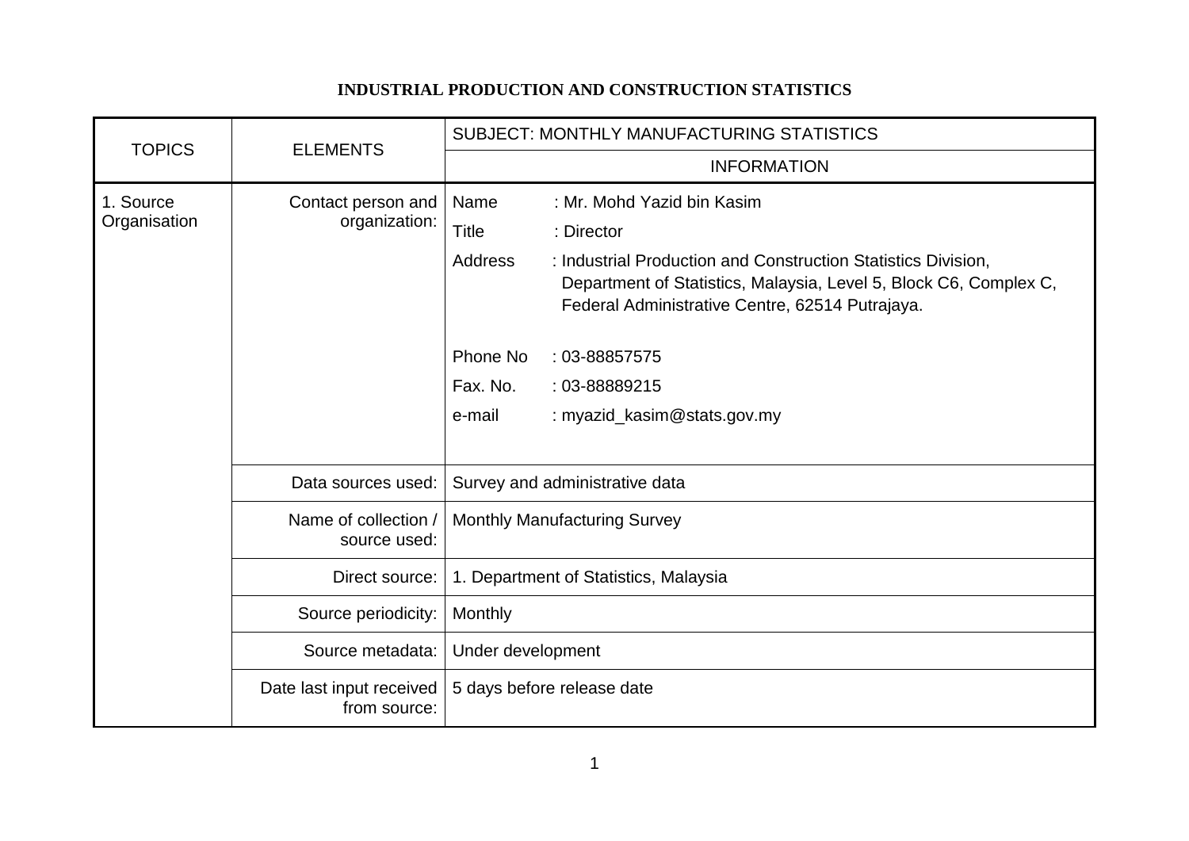# INDUSTRIAL PRODUCTION AND CONSTRUCTION STATISTICS

| TOPICS | ELEMENTS | SUBJECT: MONTHLY MANUFACTURING STATISTICS |
|---|---|---|
| | | INFORMATION |
| 1. Source Organisation | Contact person and organization: | Name : Mr. Mohd Yazid bin Kasim<br>Title : Director<br>Address : Industrial Production and Construction Statistics Division, Department of Statistics, Malaysia, Level 5, Block C6, Complex C, Federal Administrative Centre, 62514 Putrajaya.<br><br>Phone No : 03-88857575<br>Fax. No. : 03-88889215<br>e-mail : myazid_kasim@stats.gov.my |
| | Data sources used: | Survey and administrative data |
| | Name of collection / source used: | Monthly Manufacturing Survey |
| | Direct source: | 1. Department of Statistics, Malaysia |
| | Source periodicity: | Monthly |
| | Source metadata: | Under development |
| | Date last input received from source: | 5 days before release date |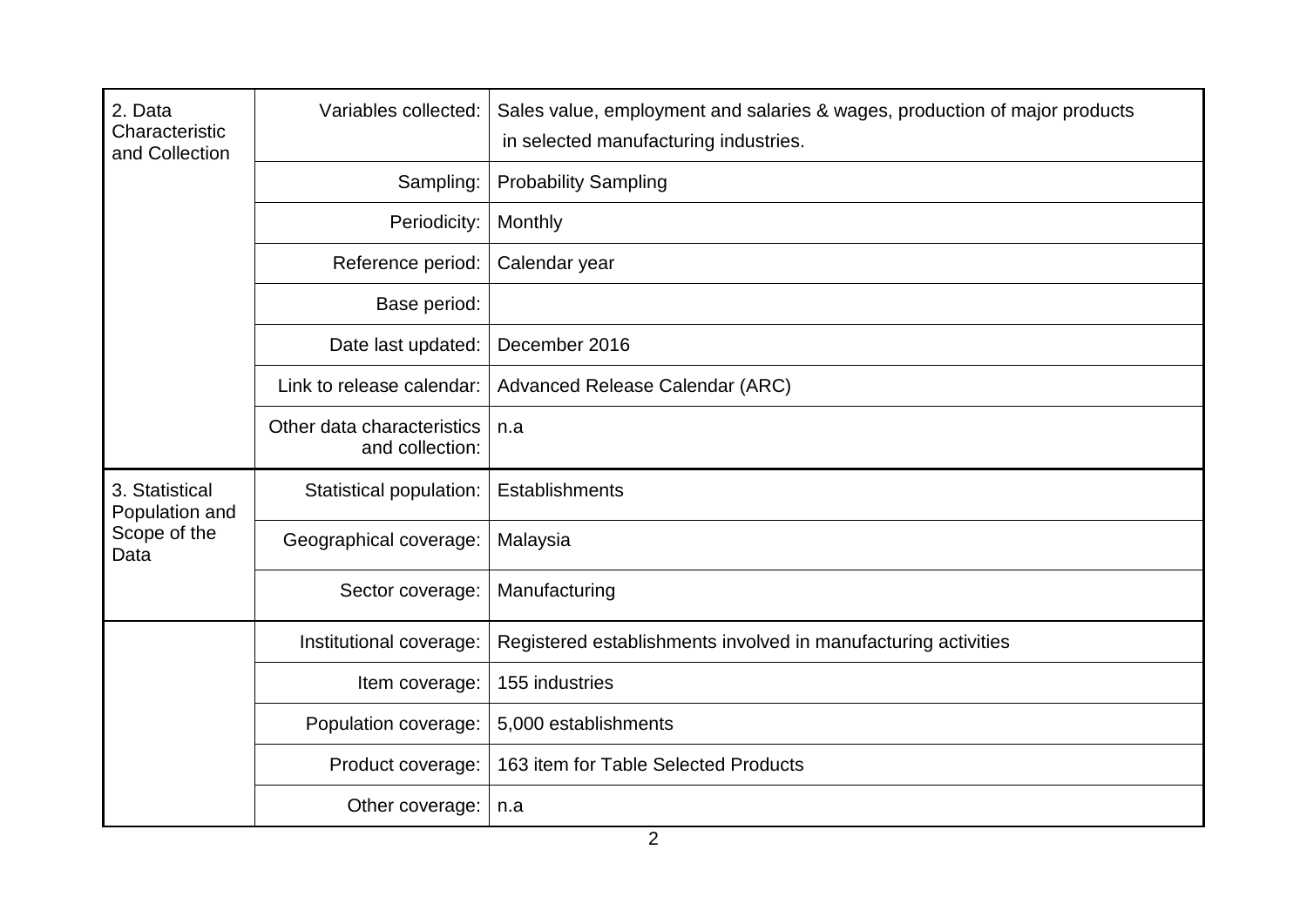| | | |
|---|---|---|
| 2. Data Characteristic and Collection | Variables collected: | Sales value, employment and salaries & wages, production of major products in selected manufacturing industries. |
| | Sampling: | Probability Sampling |
| | Periodicity: | Monthly |
| | Reference period: | Calendar year |
| | Base period: | |
| | Date last updated: | December 2016 |
| | Link to release calendar: | Advanced Release Calendar (ARC) |
| | Other data characteristics and collection: | n.a |
| 3. Statistical Population and Scope of the Data | Statistical population: | Establishments |
| | Geographical coverage: | Malaysia |
| | Sector coverage: | Manufacturing |
| | Institutional coverage: | Registered establishments involved in manufacturing activities |
| | Item coverage: | 155 industries |
| | Population coverage: | 5,000 establishments |
| | Product coverage: | 163 item for Table Selected Products |
| | Other coverage: | n.a |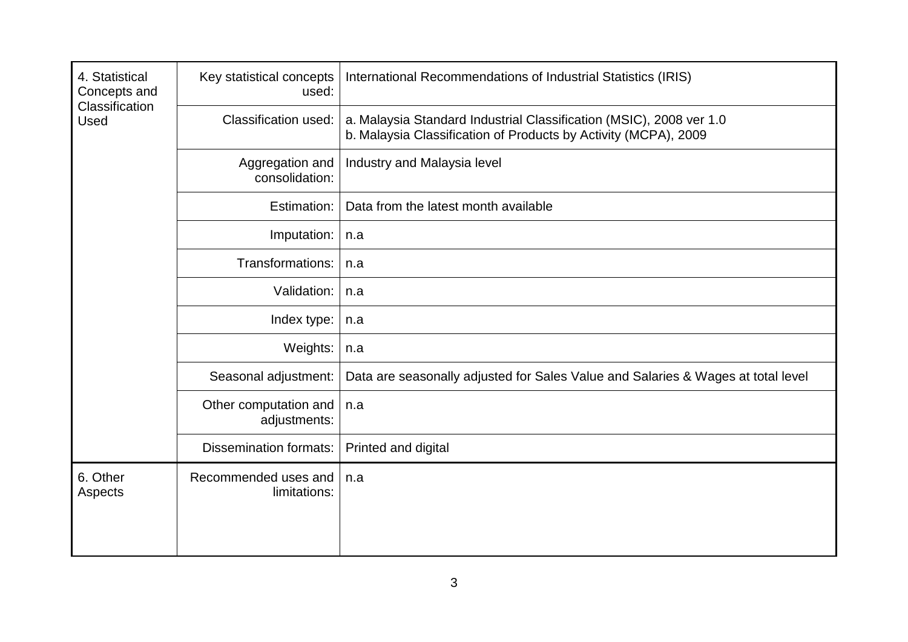| | | |
|---|---|---|
| 4. Statistical Concepts and Classification Used | Key statistical concepts used: | International Recommendations of Industrial Statistics (IRIS) |
| | Classification used: | a. Malaysia Standard Industrial Classification (MSIC), 2008 ver 1.0<br>b. Malaysia Classification of Products by Activity (MCPA), 2009 |
| | Aggregation and consolidation: | Industry and Malaysia level |
| | Estimation: | Data from the latest month available |
| | Imputation: | n.a |
| | Transformations: | n.a |
| | Validation: | n.a |
| | Index type: | n.a |
| | Weights: | n.a |
| | Seasonal adjustment: | Data are seasonally adjusted for Sales Value and Salaries & Wages at total level |
| | Other computation and adjustments: | n.a |
| | Dissemination formats: | Printed and digital |
| 6. Other Aspects | Recommended uses and limitations: | n.a |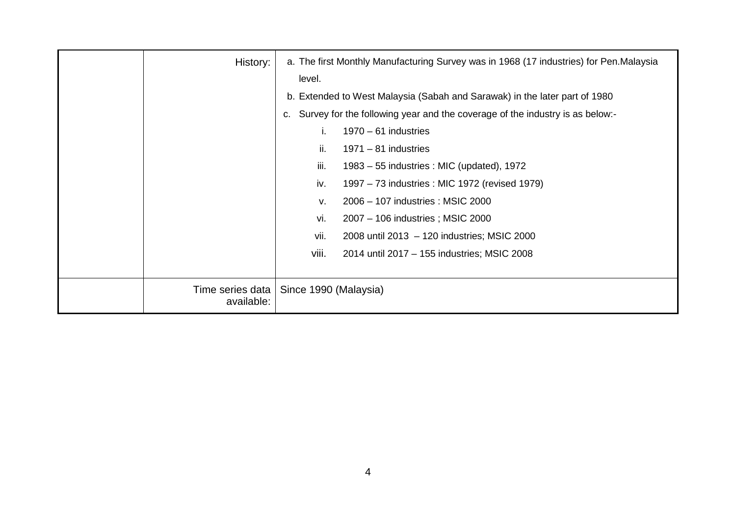| | | |
|---|---|---|
| | History: | a. The first Monthly Manufacturing Survey was in 1968 (17 industries) for Pen.Malaysia level.<br>b. Extended to West Malaysia (Sabah and Sarawak) in the later part of 1980<br>c. Survey for the following year and the coverage of the industry is as below:-<br>i. 1970 – 61 industries<br>ii. 1971 – 81 industries<br>iii. 1983 – 55 industries : MIC (updated), 1972<br>iv. 1997 – 73 industries : MIC 1972 (revised 1979)<br>v. 2006 – 107 industries : MSIC 2000<br>vi. 2007 – 106 industries ; MSIC 2000<br>vii. 2008 until 2013 – 120 industries; MSIC 2000<br>viii. 2014 until 2017 – 155 industries; MSIC 2008 |
| | Time series data available: | Since 1990 (Malaysia) |